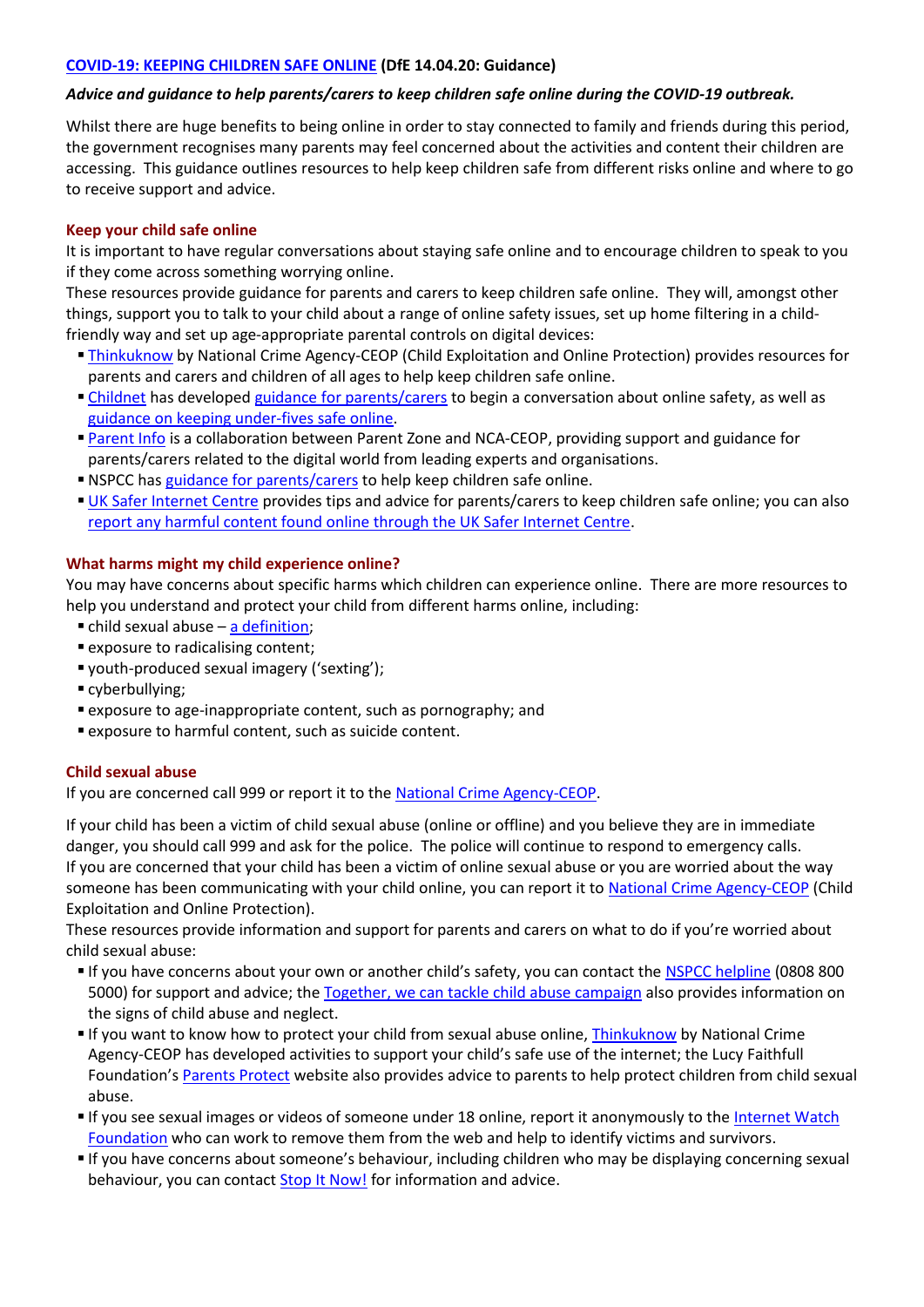**COVID-19: KEEPING CHILDREN SAFE ONLINE (DfE 14.04.20: Guidance)**

***Advice and guidance to help parents/carers to keep children safe online during the COVID-19 outbreak.***

Whilst there are huge benefits to being online in order to stay connected to family and friends during this period, the government recognises many parents may feel concerned about the activities and content their children are accessing. This guidance outlines resources to help keep children safe from different risks online and where to go to receive support and advice.

## Keep your child safe online

It is important to have regular conversations about staying safe online and to encourage children to speak to you if they come across something worrying online.

These resources provide guidance for parents and carers to keep children safe online. They will, amongst other things, support you to talk to your child about a range of online safety issues, set up home filtering in a child-friendly way and set up age-appropriate parental controls on digital devices:

- Thinkuknow by National Crime Agency-CEOP (Child Exploitation and Online Protection) provides resources for parents and carers and children of all ages to help keep children safe online.
- Childnet has developed guidance for parents/carers to begin a conversation about online safety, as well as guidance on keeping under-fives safe online.
- Parent Info is a collaboration between Parent Zone and NCA-CEOP, providing support and guidance for parents/carers related to the digital world from leading experts and organisations.
- NSPCC has guidance for parents/carers to help keep children safe online.
- UK Safer Internet Centre provides tips and advice for parents/carers to keep children safe online; you can also report any harmful content found online through the UK Safer Internet Centre.

## What harms might my child experience online?

You may have concerns about specific harms which children can experience online. There are more resources to help you understand and protect your child from different harms online, including:

- child sexual abuse – a definition;
- exposure to radicalising content;
- youth-produced sexual imagery ('sexting');
- cyberbullying;
- exposure to age-inappropriate content, such as pornography; and
- exposure to harmful content, such as suicide content.

## Child sexual abuse

If you are concerned call 999 or report it to the National Crime Agency-CEOP.

If your child has been a victim of child sexual abuse (online or offline) and you believe they are in immediate danger, you should call 999 and ask for the police. The police will continue to respond to emergency calls.

If you are concerned that your child has been a victim of online sexual abuse or you are worried about the way someone has been communicating with your child online, you can report it to National Crime Agency-CEOP (Child Exploitation and Online Protection).

These resources provide information and support for parents and carers on what to do if you're worried about child sexual abuse:

- If you have concerns about your own or another child's safety, you can contact the NSPCC helpline (0808 800 5000) for support and advice; the Together, we can tackle child abuse campaign also provides information on the signs of child abuse and neglect.
- If you want to know how to protect your child from sexual abuse online, Thinkuknow by National Crime Agency-CEOP has developed activities to support your child's safe use of the internet; the Lucy Faithfull Foundation's Parents Protect website also provides advice to parents to help protect children from child sexual abuse.
- If you see sexual images or videos of someone under 18 online, report it anonymously to the Internet Watch Foundation who can work to remove them from the web and help to identify victims and survivors.
- If you have concerns about someone's behaviour, including children who may be displaying concerning sexual behaviour, you can contact Stop It Now! for information and advice.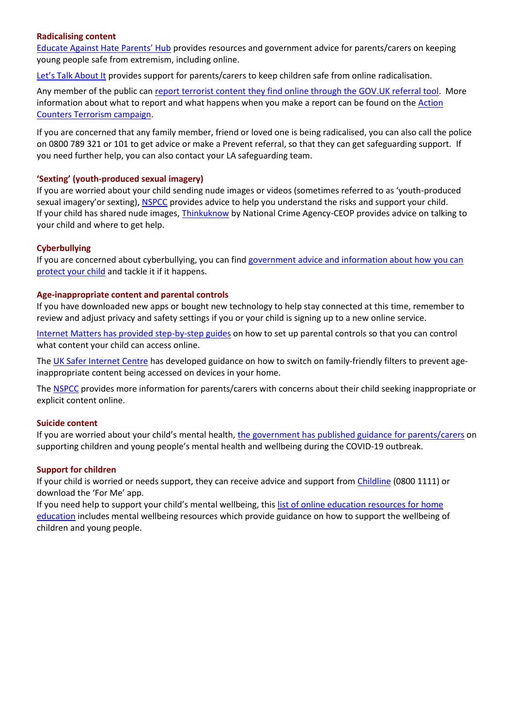**Radicalising content**

Educate Against Hate Parents' Hub provides resources and government advice for parents/carers on keeping young people safe from extremism, including online.

Let's Talk About It provides support for parents/carers to keep children safe from online radicalisation.

Any member of the public can report terrorist content they find online through the GOV.UK referral tool. More information about what to report and what happens when you make a report can be found on the Action Counters Terrorism campaign.

If you are concerned that any family member, friend or loved one is being radicalised, you can also call the police on 0800 789 321 or 101 to get advice or make a Prevent referral, so that they can get safeguarding support. If you need further help, you can also contact your LA safeguarding team.

**'Sexting' (youth-produced sexual imagery)**

If you are worried about your child sending nude images or videos (sometimes referred to as 'youth-produced sexual imagery'or sexting), NSPCC provides advice to help you understand the risks and support your child.
If your child has shared nude images, Thinkuknow by National Crime Agency-CEOP provides advice on talking to your child and where to get help.

**Cyberbullying**

If you are concerned about cyberbullying, you can find government advice and information about how you can protect your child and tackle it if it happens.

**Age-inappropriate content and parental controls**

If you have downloaded new apps or bought new technology to help stay connected at this time, remember to review and adjust privacy and safety settings if you or your child is signing up to a new online service.

Internet Matters has provided step-by-step guides on how to set up parental controls so that you can control what content your child can access online.

The UK Safer Internet Centre has developed guidance on how to switch on family-friendly filters to prevent age-inappropriate content being accessed on devices in your home.

The NSPCC provides more information for parents/carers with concerns about their child seeking inappropriate or explicit content online.

**Suicide content**

If you are worried about your child's mental health, the government has published guidance for parents/carers on supporting children and young people's mental health and wellbeing during the COVID-19 outbreak.

**Support for children**

If your child is worried or needs support, they can receive advice and support from Childline (0800 1111) or download the 'For Me' app.
If you need help to support your child's mental wellbeing, this list of online education resources for home education includes mental wellbeing resources which provide guidance on how to support the wellbeing of children and young people.